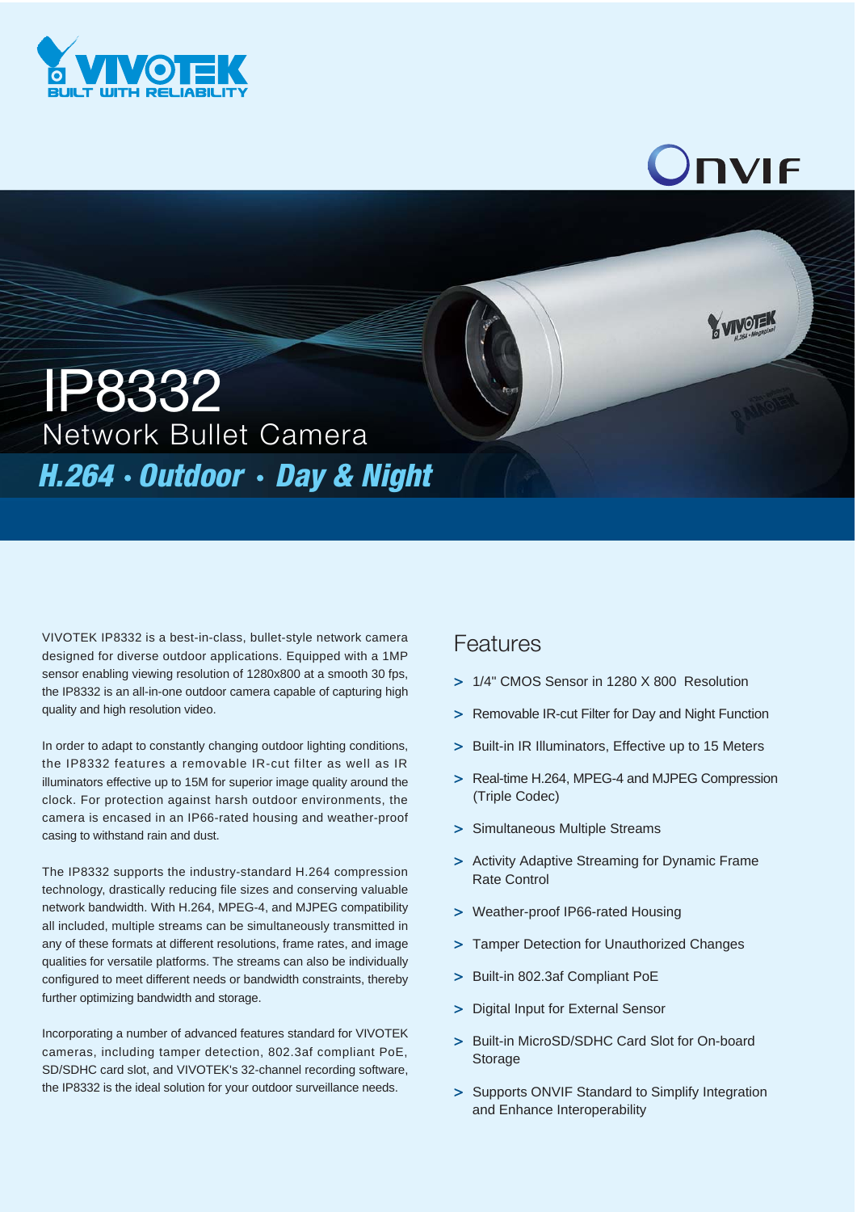# IP8332

## Network Bullet Camera

### *H.264 • Outdoor • Day & Night*

VIVOTEK IP8332 is a best-in-class, bullet-style network camera designed for diverse outdoor applications. Equipped with a 1MP sensor enabling viewing resolution of 1280x800 at a smooth 30 fps, the IP8332 is an all-in-one outdoor camera capable of capturing high quality and high resolution video.

In order to adapt to constantly changing outdoor lighting conditions, the IP8332 features a removable IR-cut filter as well as IR illuminators effective up to 15M for superior image quality around the clock. For protection against harsh outdoor environments, the camera is encased in an IP66-rated housing and weather-proof casing to withstand rain and dust.

The IP8332 supports the industry-standard H.264 compression technology, drastically reducing file sizes and conserving valuable network bandwidth. With H.264, MPEG-4, and MJPEG compatibility all included, multiple streams can be simultaneously transmitted in any of these formats at different resolutions, frame rates, and image qualities for versatile platforms. The streams can also be individually configured to meet different needs or bandwidth constraints, thereby further optimizing bandwidth and storage.

Incorporating a number of advanced features standard for VIVOTEK cameras, including tamper detection, 802.3af compliant PoE, SD/SDHC card slot, and VIVOTEK's 32-channel recording software, the IP8332 is the ideal solution for your outdoor surveillance needs.

## Features

- 1/4" CMOS Sensor in 1280 X 800 Resolution
- Removable IR-cut Filter for Day and Night Function
- Built-in IR Illuminators, Effective up to 15 Meters
- Real-time H.264, MPEG-4 and MJPEG Compression (Triple Codec)
- Simultaneous Multiple Streams
- Activity Adaptive Streaming for Dynamic Frame Rate Control
- Weather-proof IP66-rated Housing
- Tamper Detection for Unauthorized Changes
- Built-in 802.3af Compliant PoE
- Digital Input for External Sensor
- Built-in MicroSD/SDHC Card Slot for On-board Storage
- Supports ONVIF Standard to Simplify Integration and Enhance Interoperability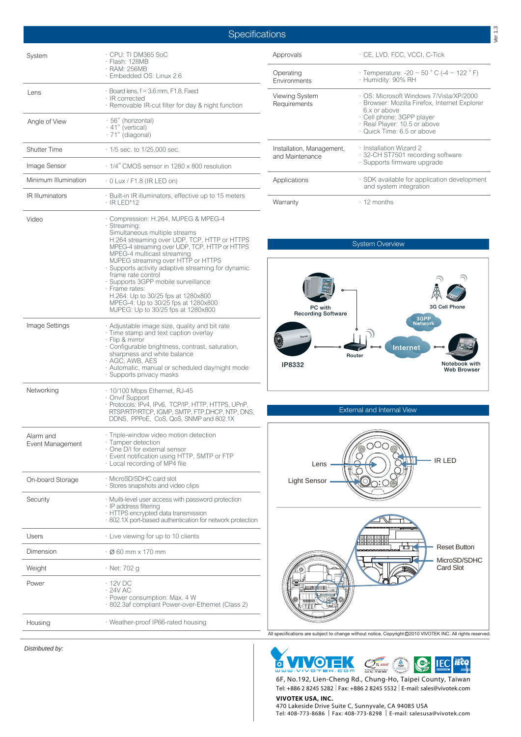## Specifications

| | |
|---|---|
| System | · CPU: TI DM365 SoC<br>· Flash: 128MB<br>· RAM: 256MB<br>· Embedded OS: Linux 2.6 |
| Lens | · Board lens, f = 3.6 mm, F1.8, Fixed<br>· IR corrected<br>· Removable IR-cut filter for day & night function |
| Angle of View | · 56° (horizontal)<br>· 41° (vertical)<br>· 71° (diagonal) |
| Shutter Time | · 1/5 sec. to 1/25,000 sec. |
| Image Sensor | · 1/4" CMOS sensor in 1280 x 800 resolution |
| Minimum Illumination | · 0 Lux / F1.8 (IR LED on) |
| IR Illuminators | · Built-in IR illuminators, effective up to 15 meters<br>· IR LED*12 |
| Video | · Compression: H.264, MJPEG & MPEG-4<br>· Streaming:<br>Simultaneous multiple streams<br>H.264 streaming over UDP, TCP, HTTP or HTTPS<br>MPEG-4 streaming over UDP, TCP, HTTP or HTTPS<br>MPEG-4 multicast streaming<br>MJPEG streaming over HTTP or HTTPS<br>· Supports activity adaptive streaming for dynamic frame rate control<br>· Supports 3GPP mobile surveillance<br>· Frame rates:<br>H.264: Up to 30/25 fps at 1280x800<br>MPEG-4: Up to 30/25 fps at 1280x800<br>MJPEG: Up to 30/25 fps at 1280x800 |
| Image Settings | · Adjustable image size, quality and bit rate<br>· Time stamp and text caption overlay<br>· Flip & mirror<br>· Configurable brightness, contrast, saturation, sharpness and white balance<br>· AGC, AWB, AES<br>· Automatic, manual or scheduled day/night mode<br>· Supports privacy masks |
| Networking | · 10/100 Mbps Ethernet, RJ-45<br>· Onvif Support<br>· Protocols: IPv4, IPv6, TCP/IP, HTTP, HTTPS, UPnP, RTSP/RTP/RTCP, IGMP, SMTP, FTP,DHCP, NTP, DNS, DDNS, PPPoE, CoS, QoS, SNMP and 802.1X |
| Alarm and Event Management | · Triple-window video motion detection<br>· Tamper detection<br>· One D/I for external sensor<br>· Event notification using HTTP, SMTP or FTP<br>· Local recording of MP4 file |
| On-board Storage | · MicroSD/SDHC card slot<br>· Stores snapshots and video clips |
| Security | · Muilti-level user access with password protection<br>· IP address filtering<br>· HTTPS encrypted data transmission<br>· 802.1X port-based authentication for network protection |
| Users | · Live viewing for up to 10 clients |
| Dimension | · Ø 60 mm x 170 mm |
| Weight | · Net: 702 g |
| Power | · 12V DC<br>· 24V AC<br>· Power consumption: Max. 4 W<br>· 802.3af compliant Power-over-Ethernet (Class 2) |
| Housing | · Weather-proof IP66-rated housing |
| Approvals | · CE, LVD, FCC, VCCI, C-Tick |
| Operating Environments | · Temperature: -20 ~ 50 ° C (-4 ~ 122 ° F)<br>· Humidity: 90% RH |
| Viewing System Requirements | · OS: Microsoft Windows 7/Vista/XP/2000<br>· Browser: Mozilla Firefox, Internet Explorer 6.x or above<br>· Cell phone: 3GPP player<br>· Real Player: 10.5 or above<br>· Quick Time: 6.5 or above |
| Installation, Management, and Maintenance | · Installation Wizard 2<br>· 32-CH ST7501 recording software<br>· Supports firmware upgrade |
| Applications | · SDK available for application development and system integration |
| Warranty | · 12 months |

## System Overview

PC with Recording Software

3G Cell Phone

3GPP Network

IP8332

Router

Internet

Notebook with Web Browser

## External and Internal View

Lens

Light Sensor

IR LED

Reset Button

MicroSD/SDHC Card Slot

All specifications are subject to change without notice. Copyright©2010 VIVOTEK INC. All rights reserved.

*Distributed by:*

VIVOTEK www.vivotek.com

6F, No.192, Lien-Cheng Rd., Chung-Ho, Taipei County, Taiwan
Tel: +886 2 8245 5282 | Fax: +886 2 8245 5532 | E-mail: sales@vivotek.com

**VIVOTEK USA, INC.**
470 Lakeside Drive Suite C, Sunnyvale, CA 94085 USA
Tel: 408-773-8686 | Fax: 408-773-8298 | E-mail: salesusa@vivotek.com